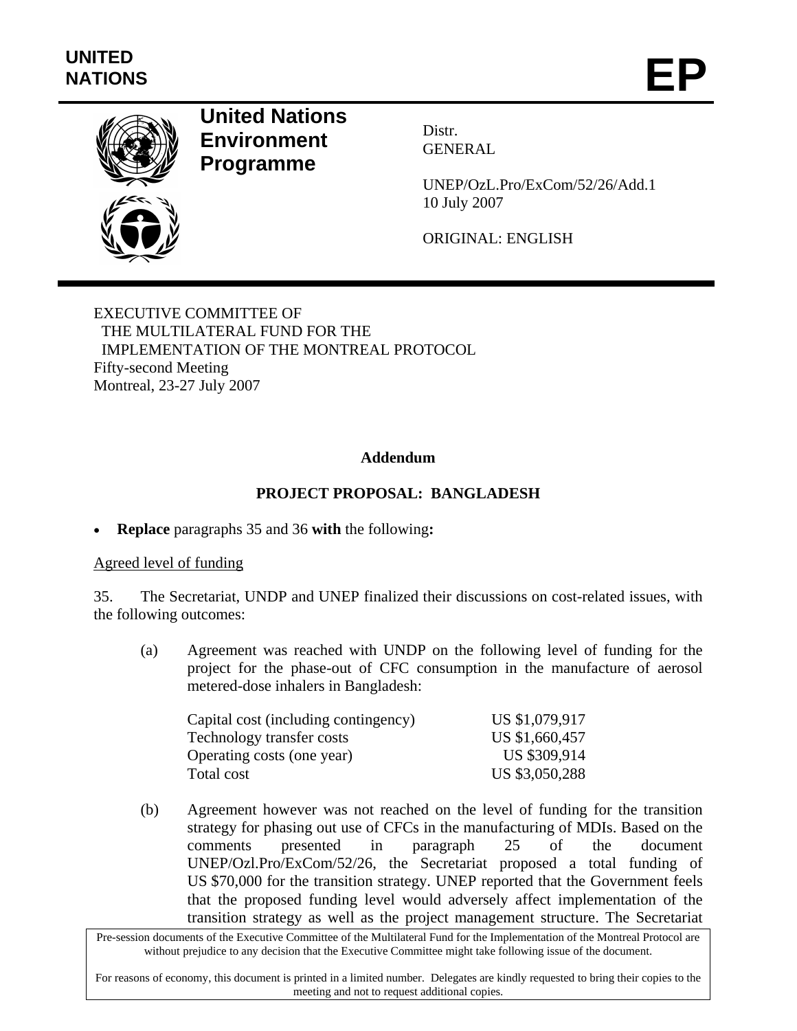UNITED NATIONS

# EP

**United Nations Environment Programme**

Distr.
GENERAL

UNEP/OzL.Pro/ExCom/52/26/Add.1
10 July 2007

ORIGINAL: ENGLISH

EXECUTIVE COMMITTEE OF
THE MULTILATERAL FUND FOR THE
IMPLEMENTATION OF THE MONTREAL PROTOCOL
Fifty-second Meeting
Montreal, 23-27 July 2007

**Addendum**

**PROJECT PROPOSAL: BANGLADESH**

- **Replace** paragraphs 35 and 36 **with** the following**:**

Agreed level of funding

35. The Secretariat, UNDP and UNEP finalized their discussions on cost-related issues, with the following outcomes:

(a) Agreement was reached with UNDP on the following level of funding for the project for the phase-out of CFC consumption in the manufacture of aerosol metered-dose inhalers in Bangladesh:

| | |
|---|---|
| Capital cost (including contingency) | US $1,079,917 |
| Technology transfer costs | US $1,660,457 |
| Operating costs (one year) | US $309,914 |
| Total cost | US $3,050,288 |

(b) Agreement however was not reached on the level of funding for the transition strategy for phasing out use of CFCs in the manufacturing of MDIs. Based on the comments presented in paragraph 25 of the document UNEP/Ozl.Pro/ExCom/52/26, the Secretariat proposed a total funding of US $70,000 for the transition strategy. UNEP reported that the Government feels that the proposed funding level would adversely affect implementation of the transition strategy as well as the project management structure. The Secretariat

Pre-session documents of the Executive Committee of the Multilateral Fund for the Implementation of the Montreal Protocol are without prejudice to any decision that the Executive Committee might take following issue of the document.

For reasons of economy, this document is printed in a limited number. Delegates are kindly requested to bring their copies to the meeting and not to request additional copies.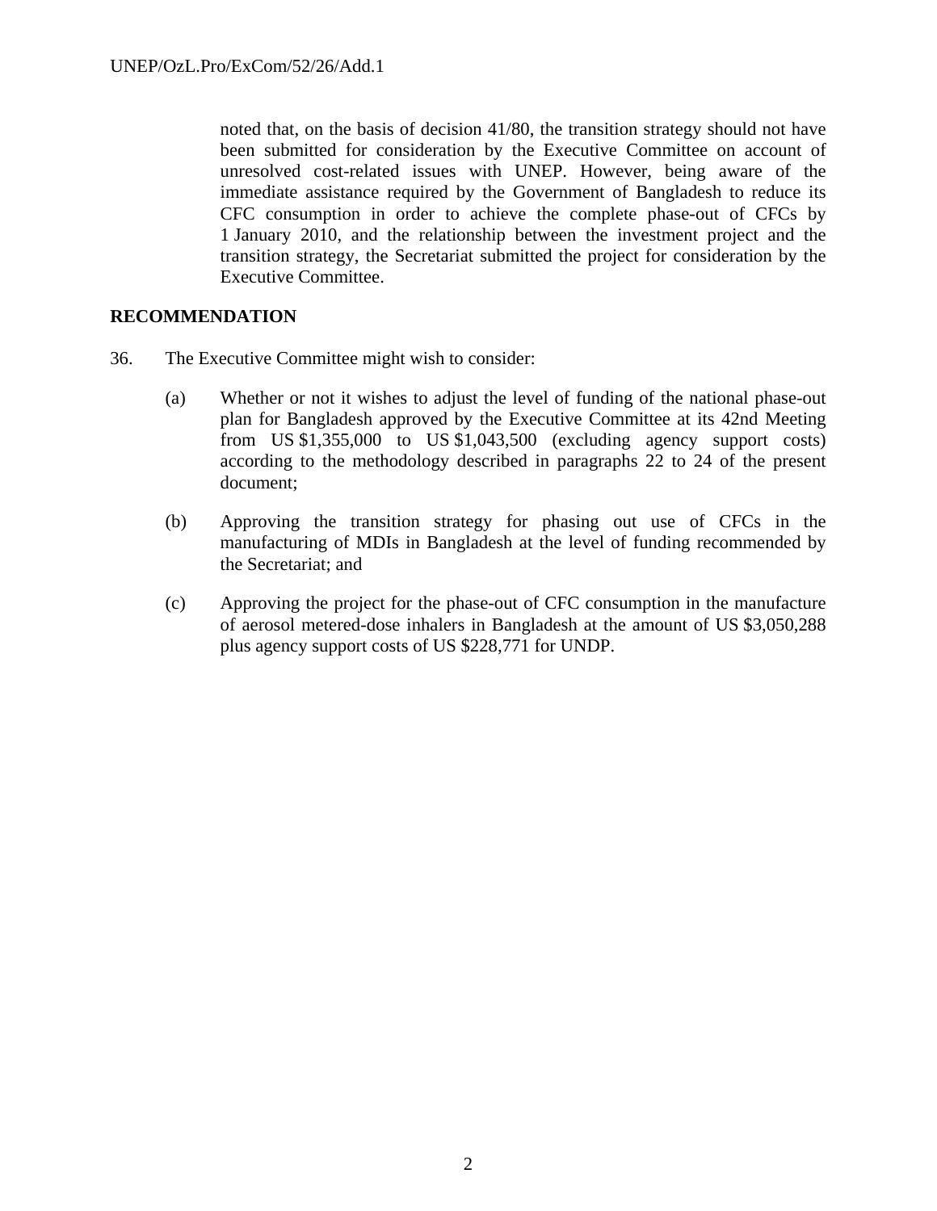noted that, on the basis of decision 41/80, the transition strategy should not have been submitted for consideration by the Executive Committee on account of unresolved cost-related issues with UNEP. However, being aware of the immediate assistance required by the Government of Bangladesh to reduce its CFC consumption in order to achieve the complete phase-out of CFCs by 1 January 2010, and the relationship between the investment project and the transition strategy, the Secretariat submitted the project for consideration by the Executive Committee.

**RECOMMENDATION**

36. The Executive Committee might wish to consider:

(a) Whether or not it wishes to adjust the level of funding of the national phase-out plan for Bangladesh approved by the Executive Committee at its 42nd Meeting from US $1,355,000 to US $1,043,500 (excluding agency support costs) according to the methodology described in paragraphs 22 to 24 of the present document;

(b) Approving the transition strategy for phasing out use of CFCs in the manufacturing of MDIs in Bangladesh at the level of funding recommended by the Secretariat; and

(c) Approving the project for the phase-out of CFC consumption in the manufacture of aerosol metered-dose inhalers in Bangladesh at the amount of US $3,050,288 plus agency support costs of US $228,771 for UNDP.